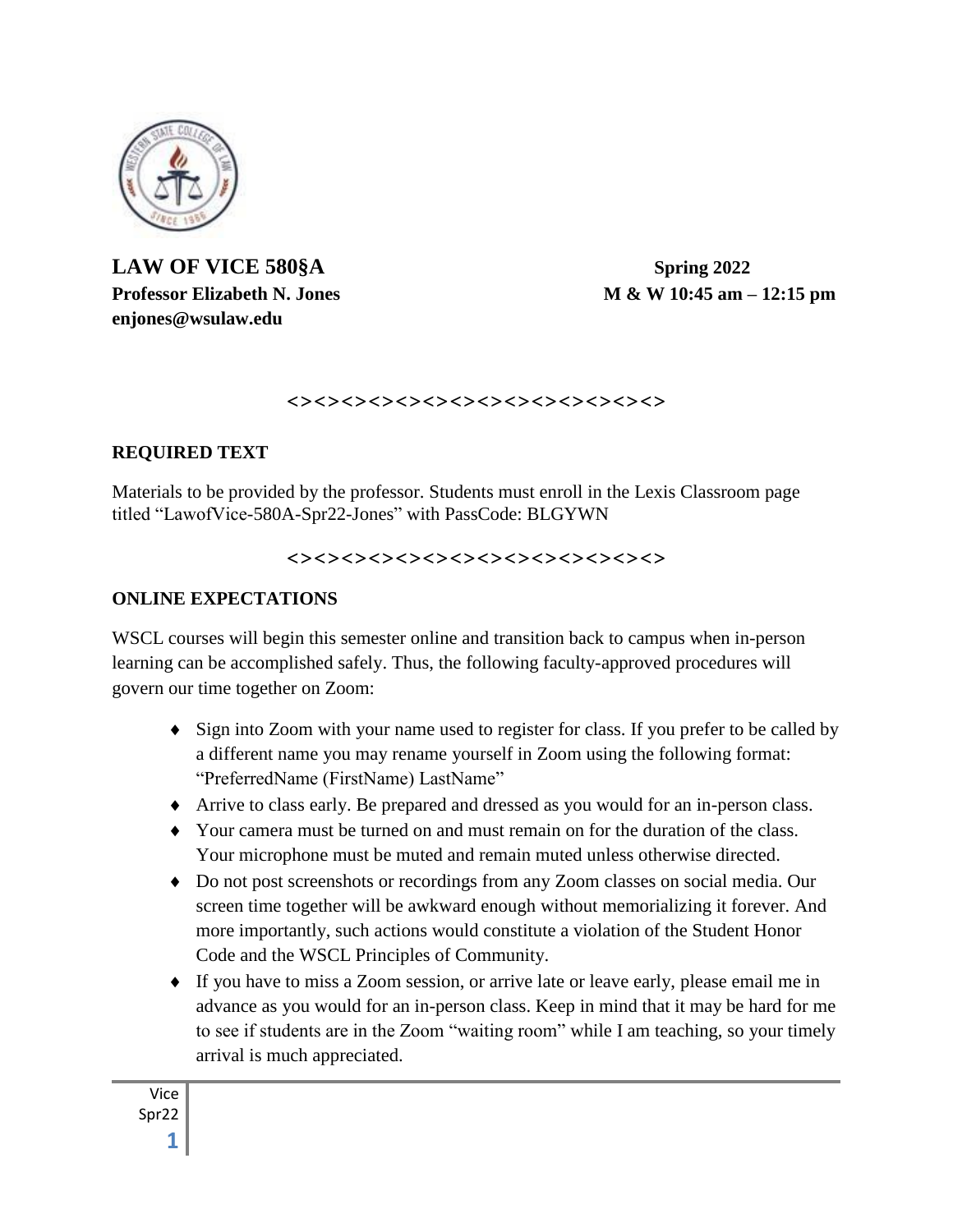**LAW OF VICE 580§A** **Spring 2022**

**Professor Elizabeth N. Jones** **M & W 10:45 am – 12:15 pm**

**enjones@wsulaw.edu**

**<><><><><><><><><><><><><><>**

## REQUIRED TEXT

Materials to be provided by the professor. Students must enroll in the Lexis Classroom page titled "LawofVice-580A-Spr22-Jones" with PassCode: BLGYWN

**<><><><><><><><><><><><><><>**

## ONLINE EXPECTATIONS

WSCL courses will begin this semester online and transition back to campus when in-person learning can be accomplished safely. Thus, the following faculty-approved procedures will govern our time together on Zoom:

- Sign into Zoom with your name used to register for class. If you prefer to be called by a different name you may rename yourself in Zoom using the following format: "PreferredName (FirstName) LastName"
- Arrive to class early. Be prepared and dressed as you would for an in-person class.
- Your camera must be turned on and must remain on for the duration of the class. Your microphone must be muted and remain muted unless otherwise directed.
- Do not post screenshots or recordings from any Zoom classes on social media. Our screen time together will be awkward enough without memorializing it forever. And more importantly, such actions would constitute a violation of the Student Honor Code and the WSCL Principles of Community.
- If you have to miss a Zoom session, or arrive late or leave early, please email me in advance as you would for an in-person class. Keep in mind that it may be hard for me to see if students are in the Zoom "waiting room" while I am teaching, so your timely arrival is much appreciated.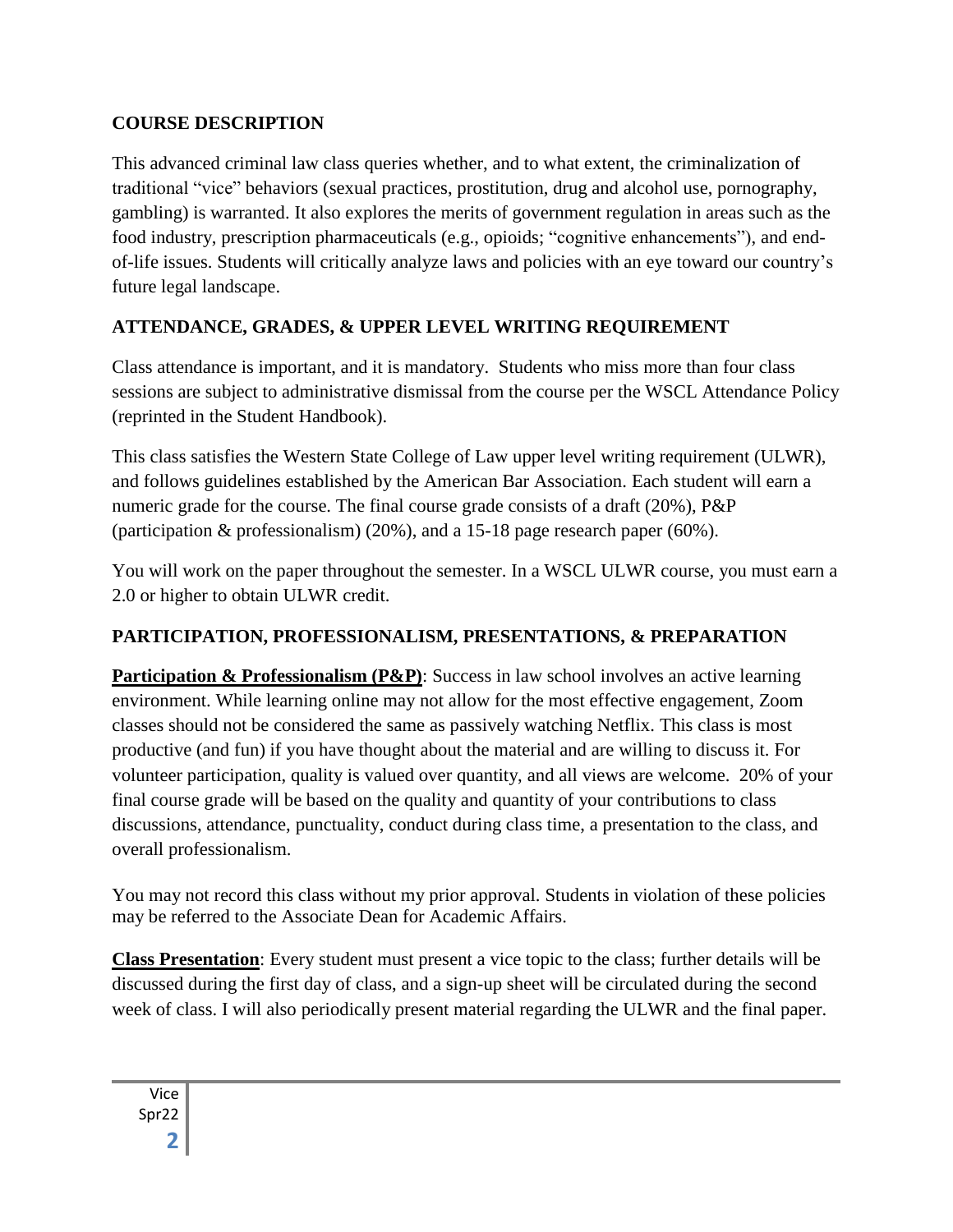## COURSE DESCRIPTION

This advanced criminal law class queries whether, and to what extent, the criminalization of traditional "vice" behaviors (sexual practices, prostitution, drug and alcohol use, pornography, gambling) is warranted. It also explores the merits of government regulation in areas such as the food industry, prescription pharmaceuticals (e.g., opioids; "cognitive enhancements"), and end-of-life issues. Students will critically analyze laws and policies with an eye toward our country's future legal landscape.

## ATTENDANCE, GRADES, & UPPER LEVEL WRITING REQUIREMENT

Class attendance is important, and it is mandatory. Students who miss more than four class sessions are subject to administrative dismissal from the course per the WSCL Attendance Policy (reprinted in the Student Handbook).

This class satisfies the Western State College of Law upper level writing requirement (ULWR), and follows guidelines established by the American Bar Association. Each student will earn a numeric grade for the course. The final course grade consists of a draft (20%), P&P (participation & professionalism) (20%), and a 15-18 page research paper (60%).

You will work on the paper throughout the semester. In a WSCL ULWR course, you must earn a 2.0 or higher to obtain ULWR credit.

## PARTICIPATION, PROFESSIONALISM, PRESENTATIONS, & PREPARATION

**Participation & Professionalism (P&P)**: Success in law school involves an active learning environment. While learning online may not allow for the most effective engagement, Zoom classes should not be considered the same as passively watching Netflix. This class is most productive (and fun) if you have thought about the material and are willing to discuss it. For volunteer participation, quality is valued over quantity, and all views are welcome. 20% of your final course grade will be based on the quality and quantity of your contributions to class discussions, attendance, punctuality, conduct during class time, a presentation to the class, and overall professionalism.

You may not record this class without my prior approval. Students in violation of these policies may be referred to the Associate Dean for Academic Affairs.

**Class Presentation**: Every student must present a vice topic to the class; further details will be discussed during the first day of class, and a sign-up sheet will be circulated during the second week of class. I will also periodically present material regarding the ULWR and the final paper.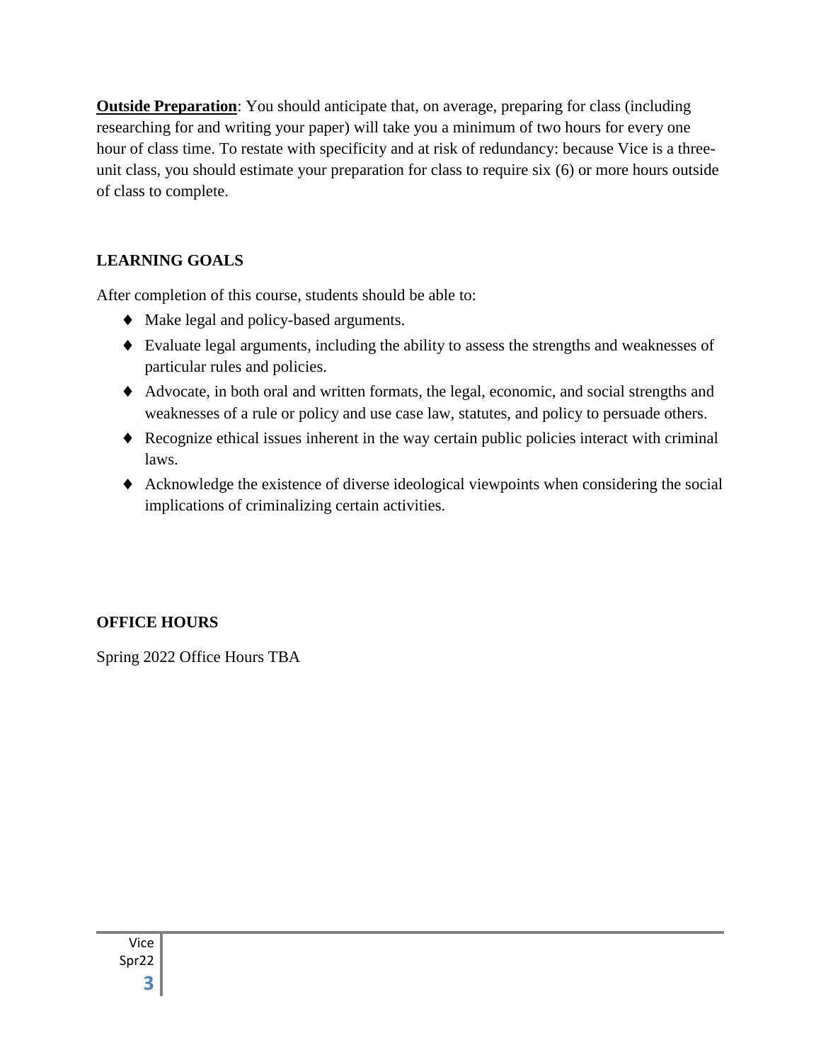**<u>Outside Preparation</u>**: You should anticipate that, on average, preparing for class (including researching for and writing your paper) will take you a minimum of two hours for every one hour of class time. To restate with specificity and at risk of redundancy: because Vice is a three-unit class, you should estimate your preparation for class to require six (6) or more hours outside of class to complete.

## LEARNING GOALS

After completion of this course, students should be able to:

- Make legal and policy-based arguments.
- Evaluate legal arguments, including the ability to assess the strengths and weaknesses of particular rules and policies.
- Advocate, in both oral and written formats, the legal, economic, and social strengths and weaknesses of a rule or policy and use case law, statutes, and policy to persuade others.
- Recognize ethical issues inherent in the way certain public policies interact with criminal laws.
- Acknowledge the existence of diverse ideological viewpoints when considering the social implications of criminalizing certain activities.

## OFFICE HOURS

Spring 2022 Office Hours TBA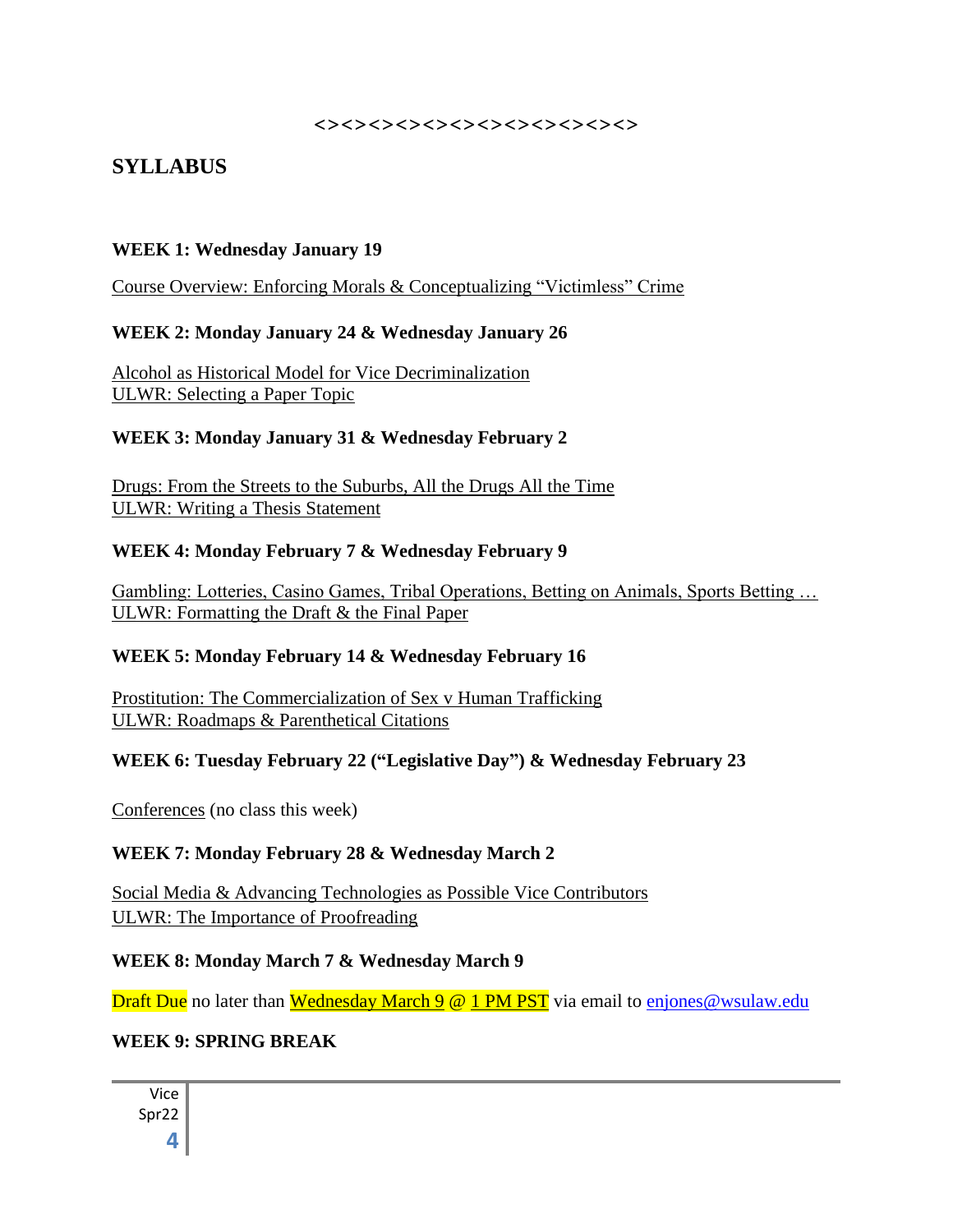<><><><><><><><><><><><><><><><><><><><>

## SYLLABUS

**WEEK 1: Wednesday January 19**

Course Overview: Enforcing Morals & Conceptualizing "Victimless" Crime

**WEEK 2: Monday January 24 & Wednesday January 26**

Alcohol as Historical Model for Vice Decriminalization
ULWR: Selecting a Paper Topic

**WEEK 3: Monday January 31 & Wednesday February 2**

Drugs: From the Streets to the Suburbs, All the Drugs All the Time
ULWR: Writing a Thesis Statement

**WEEK 4: Monday February 7 & Wednesday February 9**

Gambling: Lotteries, Casino Games, Tribal Operations, Betting on Animals, Sports Betting …
ULWR: Formatting the Draft & the Final Paper

**WEEK 5: Monday February 14 & Wednesday February 16**

Prostitution: The Commercialization of Sex v Human Trafficking
ULWR: Roadmaps & Parenthetical Citations

**WEEK 6: Tuesday February 22 ("Legislative Day") & Wednesday February 23**

Conferences (no class this week)

**WEEK 7: Monday February 28 & Wednesday March 2**

Social Media & Advancing Technologies as Possible Vice Contributors
ULWR: The Importance of Proofreading

**WEEK 8: Monday March 7 & Wednesday March 9**

Draft Due no later than Wednesday March 9 @ 1 PM PST via email to enjones@wsulaw.edu

**WEEK 9: SPRING BREAK**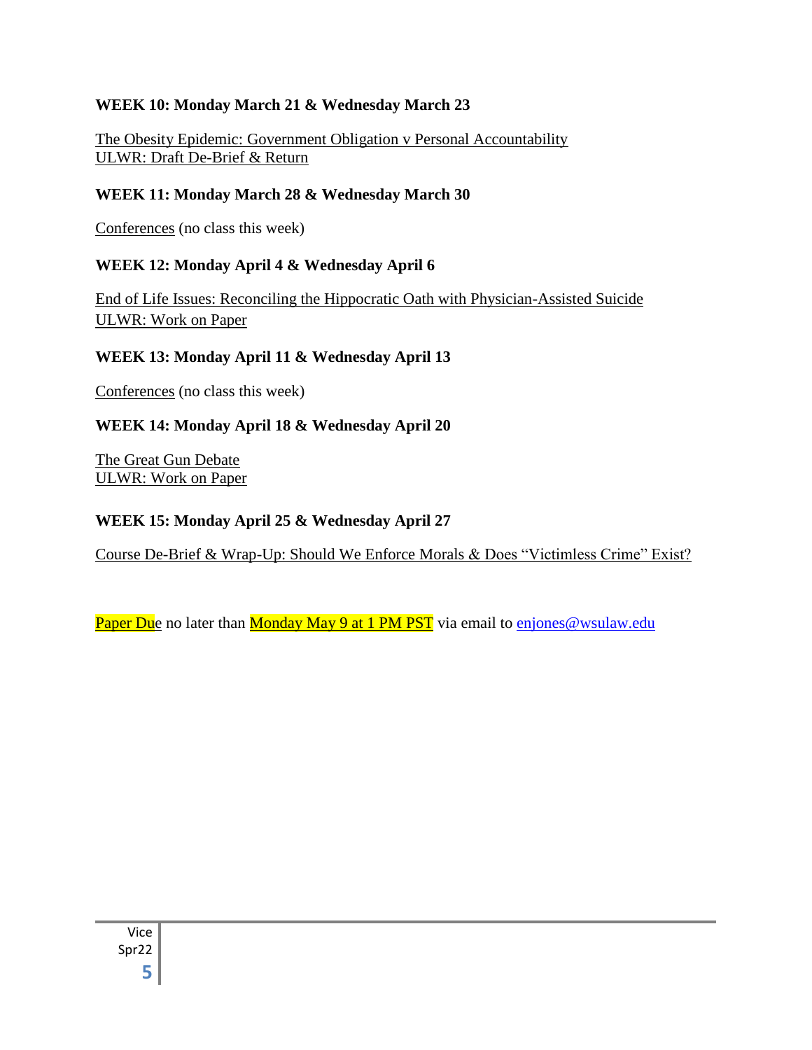**WEEK 10: Monday March 21 & Wednesday March 23**

The Obesity Epidemic: Government Obligation v Personal Accountability
ULWR: Draft De-Brief & Return

**WEEK 11: Monday March 28 & Wednesday March 30**

Conferences (no class this week)

**WEEK 12: Monday April 4 & Wednesday April 6**

End of Life Issues: Reconciling the Hippocratic Oath with Physician-Assisted Suicide
ULWR: Work on Paper

**WEEK 13: Monday April 11 & Wednesday April 13**

Conferences (no class this week)

**WEEK 14: Monday April 18 & Wednesday April 20**

The Great Gun Debate
ULWR: Work on Paper

**WEEK 15: Monday April 25 & Wednesday April 27**

Course De-Brief & Wrap-Up: Should We Enforce Morals & Does "Victimless Crime" Exist?

Paper Due no later than Monday May 9 at 1 PM PST via email to enjones@wsulaw.edu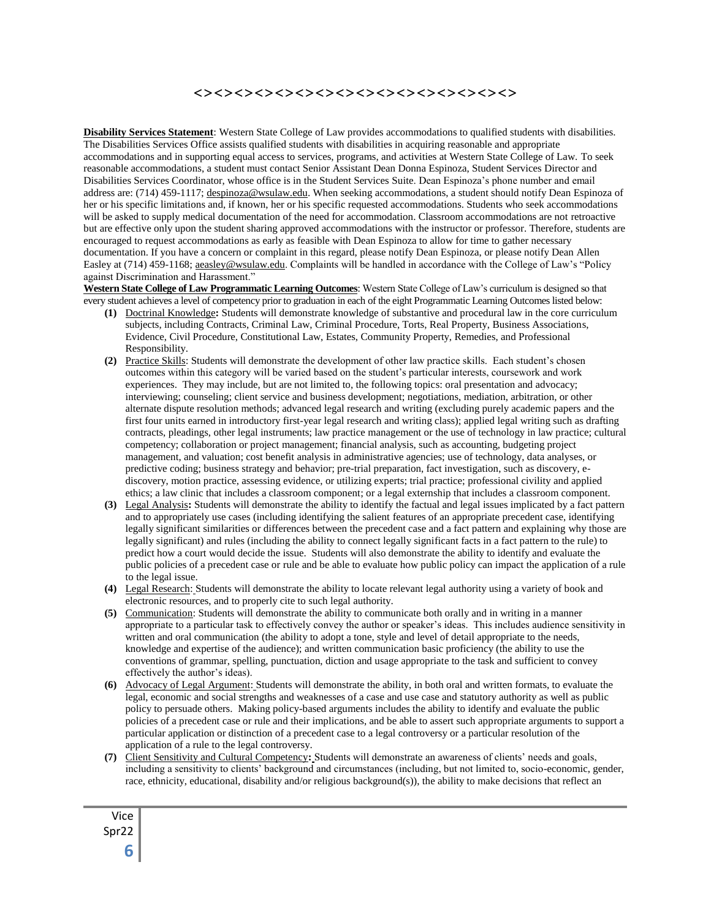<><><><><><><><><><><><><><><><><><><><><><><><><><><><>

**Disability Services Statement**: Western State College of Law provides accommodations to qualified students with disabilities. The Disabilities Services Office assists qualified students with disabilities in acquiring reasonable and appropriate accommodations and in supporting equal access to services, programs, and activities at Western State College of Law. To seek reasonable accommodations, a student must contact Senior Assistant Dean Donna Espinoza, Student Services Director and Disabilities Services Coordinator, whose office is in the Student Services Suite. Dean Espinoza's phone number and email address are: (714) 459-1117; despinoza@wsulaw.edu. When seeking accommodations, a student should notify Dean Espinoza of her or his specific limitations and, if known, her or his specific requested accommodations. Students who seek accommodations will be asked to supply medical documentation of the need for accommodation. Classroom accommodations are not retroactive but are effective only upon the student sharing approved accommodations with the instructor or professor. Therefore, students are encouraged to request accommodations as early as feasible with Dean Espinoza to allow for time to gather necessary documentation. If you have a concern or complaint in this regard, please notify Dean Espinoza, or please notify Dean Allen Easley at (714) 459-1168; aeasley@wsulaw.edu. Complaints will be handled in accordance with the College of Law's "Policy against Discrimination and Harassment."

**Western State College of Law Programmatic Learning Outcomes**: Western State College of Law's curriculum is designed so that every student achieves a level of competency prior to graduation in each of the eight Programmatic Learning Outcomes listed below:

**(1)** Doctrinal Knowledge**:** Students will demonstrate knowledge of substantive and procedural law in the core curriculum subjects, including Contracts, Criminal Law, Criminal Procedure, Torts, Real Property, Business Associations, Evidence, Civil Procedure, Constitutional Law, Estates, Community Property, Remedies, and Professional Responsibility.

**(2)** Practice Skills: Students will demonstrate the development of other law practice skills. Each student's chosen outcomes within this category will be varied based on the student's particular interests, coursework and work experiences. They may include, but are not limited to, the following topics: oral presentation and advocacy; interviewing; counseling; client service and business development; negotiations, mediation, arbitration, or other alternate dispute resolution methods; advanced legal research and writing (excluding purely academic papers and the first four units earned in introductory first-year legal research and writing class); applied legal writing such as drafting contracts, pleadings, other legal instruments; law practice management or the use of technology in law practice; cultural competency; collaboration or project management; financial analysis, such as accounting, budgeting project management, and valuation; cost benefit analysis in administrative agencies; use of technology, data analyses, or predictive coding; business strategy and behavior; pre-trial preparation, fact investigation, such as discovery, e-discovery, motion practice, assessing evidence, or utilizing experts; trial practice; professional civility and applied ethics; a law clinic that includes a classroom component; or a legal externship that includes a classroom component.

**(3)** Legal Analysis**:** Students will demonstrate the ability to identify the factual and legal issues implicated by a fact pattern and to appropriately use cases (including identifying the salient features of an appropriate precedent case, identifying legally significant similarities or differences between the precedent case and a fact pattern and explaining why those are legally significant) and rules (including the ability to connect legally significant facts in a fact pattern to the rule) to predict how a court would decide the issue. Students will also demonstrate the ability to identify and evaluate the public policies of a precedent case or rule and be able to evaluate how public policy can impact the application of a rule to the legal issue.

**(4)** Legal Research: Students will demonstrate the ability to locate relevant legal authority using a variety of book and electronic resources, and to properly cite to such legal authority.

**(5)** Communication: Students will demonstrate the ability to communicate both orally and in writing in a manner appropriate to a particular task to effectively convey the author or speaker's ideas. This includes audience sensitivity in written and oral communication (the ability to adopt a tone, style and level of detail appropriate to the needs, knowledge and expertise of the audience); and written communication basic proficiency (the ability to use the conventions of grammar, spelling, punctuation, diction and usage appropriate to the task and sufficient to convey effectively the author's ideas).

**(6)** Advocacy of Legal Argument: Students will demonstrate the ability, in both oral and written formats, to evaluate the legal, economic and social strengths and weaknesses of a case and use case and statutory authority as well as public policy to persuade others. Making policy-based arguments includes the ability to identify and evaluate the public policies of a precedent case or rule and their implications, and be able to assert such appropriate arguments to support a particular application or distinction of a precedent case to a legal controversy or a particular resolution of the application of a rule to the legal controversy.

**(7)** Client Sensitivity and Cultural Competency**:** Students will demonstrate an awareness of clients' needs and goals, including a sensitivity to clients' background and circumstances (including, but not limited to, socio-economic, gender, race, ethnicity, educational, disability and/or religious background(s)), the ability to make decisions that reflect an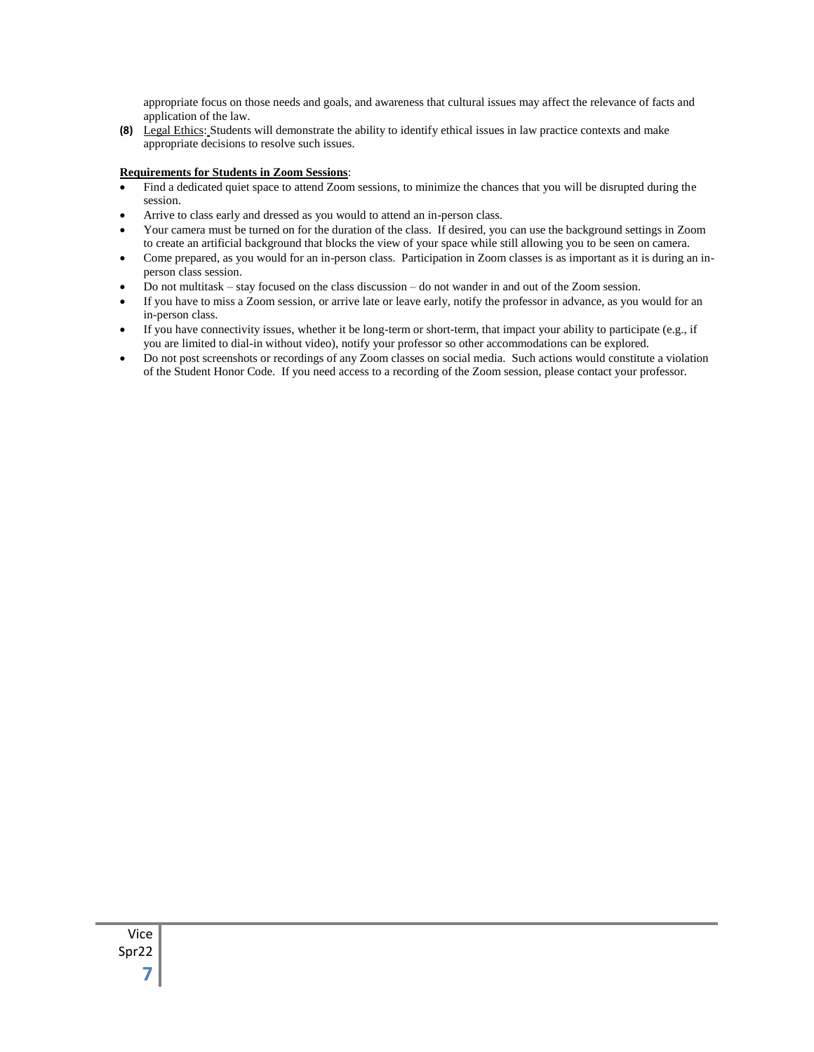appropriate focus on those needs and goals, and awareness that cultural issues may affect the relevance of facts and application of the law.

**(8)** Legal Ethics: Students will demonstrate the ability to identify ethical issues in law practice contexts and make appropriate decisions to resolve such issues.

**Requirements for Students in Zoom Sessions**:

- Find a dedicated quiet space to attend Zoom sessions, to minimize the chances that you will be disrupted during the session.
- Arrive to class early and dressed as you would to attend an in-person class.
- Your camera must be turned on for the duration of the class. If desired, you can use the background settings in Zoom to create an artificial background that blocks the view of your space while still allowing you to be seen on camera.
- Come prepared, as you would for an in-person class. Participation in Zoom classes is as important as it is during an in-person class session.
- Do not multitask – stay focused on the class discussion – do not wander in and out of the Zoom session.
- If you have to miss a Zoom session, or arrive late or leave early, notify the professor in advance, as you would for an in-person class.
- If you have connectivity issues, whether it be long-term or short-term, that impact your ability to participate (e.g., if you are limited to dial-in without video), notify your professor so other accommodations can be explored.
- Do not post screenshots or recordings of any Zoom classes on social media. Such actions would constitute a violation of the Student Honor Code. If you need access to a recording of the Zoom session, please contact your professor.